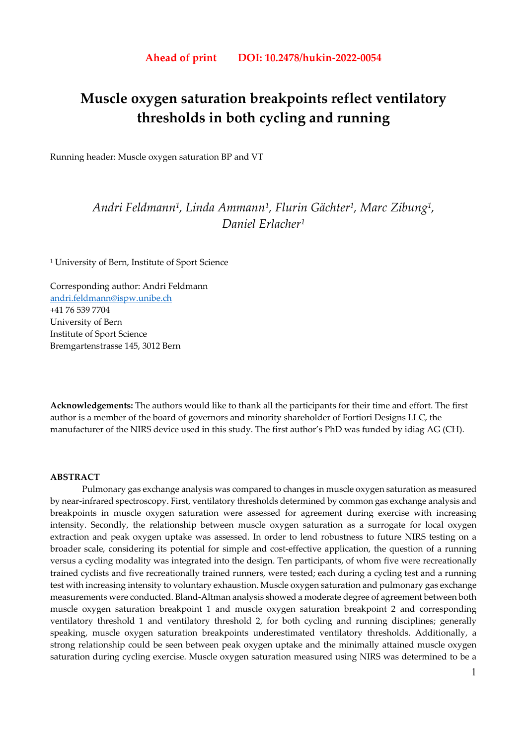**Ahead of print    DOI: 10.2478/hukin-2022-0054**

# Muscle oxygen saturation breakpoints reflect ventilatory thresholds in both cycling and running

Running header: Muscle oxygen saturation BP and VT

*Andri Feldmann[1], Linda Ammann[1], Flurin Gächter[1], Marc Zibung[1], Daniel Erlacher[1]*

[1] University of Bern, Institute of Sport Science

Corresponding author: Andri Feldmann
andri.feldmann@ispw.unibe.ch
+41 76 539 7704
University of Bern
Institute of Sport Science
Bremgartenstrasse 145, 3012 Bern

**Acknowledgements:** The authors would like to thank all the participants for their time and effort. The first author is a member of the board of governors and minority shareholder of Fortiori Designs LLC, the manufacturer of the NIRS device used in this study. The first author's PhD was funded by idiag AG (CH).

## ABSTRACT

Pulmonary gas exchange analysis was compared to changes in muscle oxygen saturation as measured by near-infrared spectroscopy. First, ventilatory thresholds determined by common gas exchange analysis and breakpoints in muscle oxygen saturation were assessed for agreement during exercise with increasing intensity. Secondly, the relationship between muscle oxygen saturation as a surrogate for local oxygen extraction and peak oxygen uptake was assessed. In order to lend robustness to future NIRS testing on a broader scale, considering its potential for simple and cost-effective application, the question of a running versus a cycling modality was integrated into the design. Ten participants, of whom five were recreationally trained cyclists and five recreationally trained runners, were tested; each during a cycling test and a running test with increasing intensity to voluntary exhaustion. Muscle oxygen saturation and pulmonary gas exchange measurements were conducted. Bland-Altman analysis showed a moderate degree of agreement between both muscle oxygen saturation breakpoint 1 and muscle oxygen saturation breakpoint 2 and corresponding ventilatory threshold 1 and ventilatory threshold 2, for both cycling and running disciplines; generally speaking, muscle oxygen saturation breakpoints underestimated ventilatory thresholds. Additionally, a strong relationship could be seen between peak oxygen uptake and the minimally attained muscle oxygen saturation during cycling exercise. Muscle oxygen saturation measured using NIRS was determined to be a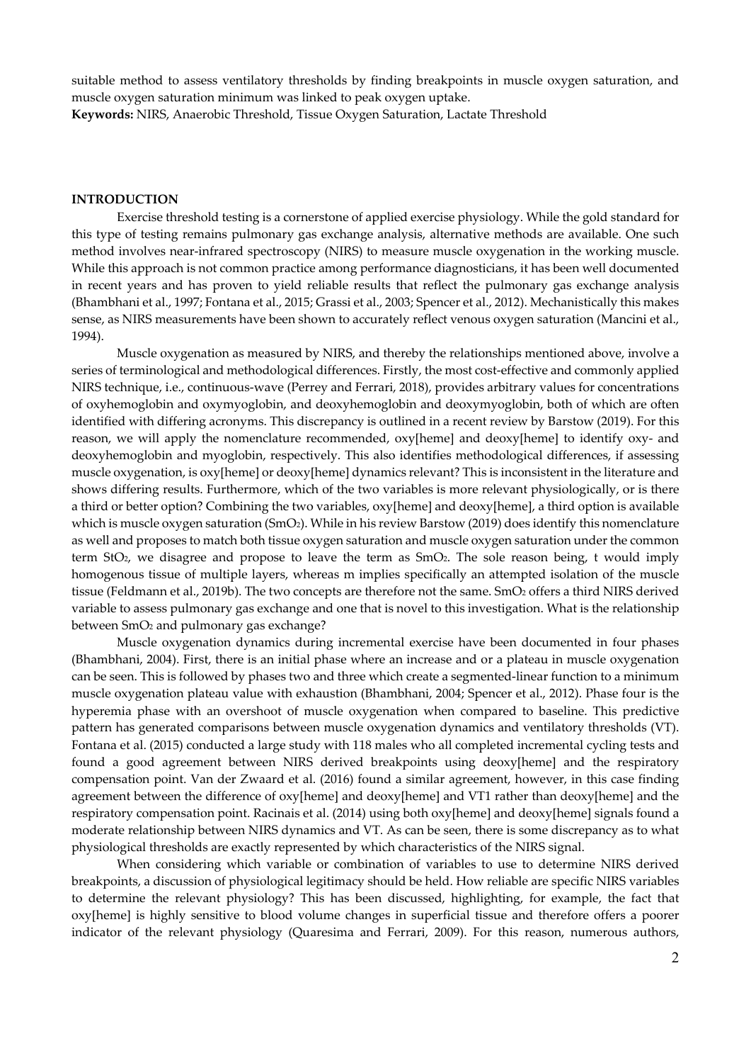suitable method to assess ventilatory thresholds by finding breakpoints in muscle oxygen saturation, and muscle oxygen saturation minimum was linked to peak oxygen uptake.

**Keywords:** NIRS, Anaerobic Threshold, Tissue Oxygen Saturation, Lactate Threshold

## INTRODUCTION

Exercise threshold testing is a cornerstone of applied exercise physiology. While the gold standard for this type of testing remains pulmonary gas exchange analysis, alternative methods are available. One such method involves near-infrared spectroscopy (NIRS) to measure muscle oxygenation in the working muscle. While this approach is not common practice among performance diagnosticians, it has been well documented in recent years and has proven to yield reliable results that reflect the pulmonary gas exchange analysis (Bhambhani et al., 1997; Fontana et al., 2015; Grassi et al., 2003; Spencer et al., 2012). Mechanistically this makes sense, as NIRS measurements have been shown to accurately reflect venous oxygen saturation (Mancini et al., 1994).

Muscle oxygenation as measured by NIRS, and thereby the relationships mentioned above, involve a series of terminological and methodological differences. Firstly, the most cost-effective and commonly applied NIRS technique, i.e., continuous-wave (Perrey and Ferrari, 2018), provides arbitrary values for concentrations of oxyhemoglobin and oxymyoglobin, and deoxyhemoglobin and deoxymyoglobin, both of which are often identified with differing acronyms. This discrepancy is outlined in a recent review by Barstow (2019). For this reason, we will apply the nomenclature recommended, oxy[heme] and deoxy[heme] to identify oxy- and deoxyhemoglobin and myoglobin, respectively. This also identifies methodological differences, if assessing muscle oxygenation, is oxy[heme] or deoxy[heme] dynamics relevant? This is inconsistent in the literature and shows differing results. Furthermore, which of the two variables is more relevant physiologically, or is there a third or better option? Combining the two variables, oxy[heme] and deoxy[heme], a third option is available which is muscle oxygen saturation ($SmO_2$). While in his review Barstow (2019) does identify this nomenclature as well and proposes to match both tissue oxygen saturation and muscle oxygen saturation under the common term $StO_2$, we disagree and propose to leave the term as $SmO_2$. The sole reason being, t would imply homogenous tissue of multiple layers, whereas m implies specifically an attempted isolation of the muscle tissue (Feldmann et al., 2019b). The two concepts are therefore not the same. $SmO_2$ offers a third NIRS derived variable to assess pulmonary gas exchange and one that is novel to this investigation. What is the relationship between $SmO_2$ and pulmonary gas exchange?

Muscle oxygenation dynamics during incremental exercise have been documented in four phases (Bhambhani, 2004). First, there is an initial phase where an increase and or a plateau in muscle oxygenation can be seen. This is followed by phases two and three which create a segmented-linear function to a minimum muscle oxygenation plateau value with exhaustion (Bhambhani, 2004; Spencer et al., 2012). Phase four is the hyperemia phase with an overshoot of muscle oxygenation when compared to baseline. This predictive pattern has generated comparisons between muscle oxygenation dynamics and ventilatory thresholds (VT). Fontana et al. (2015) conducted a large study with 118 males who all completed incremental cycling tests and found a good agreement between NIRS derived breakpoints using deoxy[heme] and the respiratory compensation point. Van der Zwaard et al. (2016) found a similar agreement, however, in this case finding agreement between the difference of oxy[heme] and deoxy[heme] and VT1 rather than deoxy[heme] and the respiratory compensation point. Racinais et al. (2014) using both oxy[heme] and deoxy[heme] signals found a moderate relationship between NIRS dynamics and VT. As can be seen, there is some discrepancy as to what physiological thresholds are exactly represented by which characteristics of the NIRS signal.

When considering which variable or combination of variables to use to determine NIRS derived breakpoints, a discussion of physiological legitimacy should be held. How reliable are specific NIRS variables to determine the relevant physiology? This has been discussed, highlighting, for example, the fact that oxy[heme] is highly sensitive to blood volume changes in superficial tissue and therefore offers a poorer indicator of the relevant physiology (Quaresima and Ferrari, 2009). For this reason, numerous authors,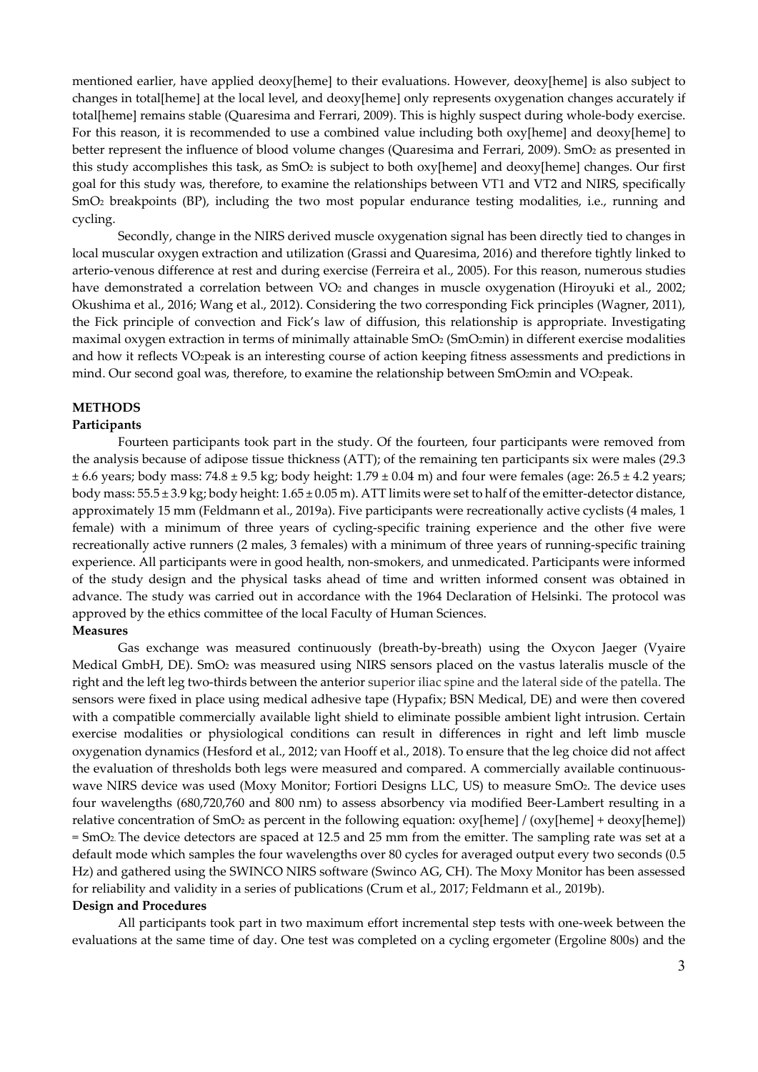mentioned earlier, have applied deoxy[heme] to their evaluations. However, deoxy[heme] is also subject to changes in total[heme] at the local level, and deoxy[heme] only represents oxygenation changes accurately if total[heme] remains stable (Quaresima and Ferrari, 2009). This is highly suspect during whole-body exercise. For this reason, it is recommended to use a combined value including both oxy[heme] and deoxy[heme] to better represent the influence of blood volume changes (Quaresima and Ferrari, 2009). $SmO_2$ as presented in this study accomplishes this task, as $SmO_2$ is subject to both oxy[heme] and deoxy[heme] changes. Our first goal for this study was, therefore, to examine the relationships between VT1 and VT2 and NIRS, specifically $SmO_2$ breakpoints (BP), including the two most popular endurance testing modalities, i.e., running and cycling.

Secondly, change in the NIRS derived muscle oxygenation signal has been directly tied to changes in local muscular oxygen extraction and utilization (Grassi and Quaresima, 2016) and therefore tightly linked to arterio-venous difference at rest and during exercise (Ferreira et al., 2005). For this reason, numerous studies have demonstrated a correlation between $VO_2$ and changes in muscle oxygenation (Hiroyuki et al., 2002; Okushima et al., 2016; Wang et al., 2012). Considering the two corresponding Fick principles (Wagner, 2011), the Fick principle of convection and Fick's law of diffusion, this relationship is appropriate. Investigating maximal oxygen extraction in terms of minimally attainable $SmO_2$ ($SmO_2$min) in different exercise modalities and how it reflects $VO_2$peak is an interesting course of action keeping fitness assessments and predictions in mind. Our second goal was, therefore, to examine the relationship between $SmO_2$min and $VO_2$peak.

## METHODS

### Participants

Fourteen participants took part in the study. Of the fourteen, four participants were removed from the analysis because of adipose tissue thickness (ATT); of the remaining ten participants six were males (29.3 ± 6.6 years; body mass: 74.8 ± 9.5 kg; body height: 1.79 ± 0.04 m) and four were females (age: 26.5 ± 4.2 years; body mass: 55.5 ± 3.9 kg; body height: 1.65 ± 0.05 m). ATT limits were set to half of the emitter-detector distance, approximately 15 mm (Feldmann et al., 2019a). Five participants were recreationally active cyclists (4 males, 1 female) with a minimum of three years of cycling-specific training experience and the other five were recreationally active runners (2 males, 3 females) with a minimum of three years of running-specific training experience. All participants were in good health, non-smokers, and unmedicated. Participants were informed of the study design and the physical tasks ahead of time and written informed consent was obtained in advance. The study was carried out in accordance with the 1964 Declaration of Helsinki. The protocol was approved by the ethics committee of the local Faculty of Human Sciences.

### Measures

Gas exchange was measured continuously (breath-by-breath) using the Oxycon Jaeger (Vyaire Medical GmbH, DE). $SmO_2$ was measured using NIRS sensors placed on the vastus lateralis muscle of the right and the left leg two-thirds between the anterior superior iliac spine and the lateral side of the patella. The sensors were fixed in place using medical adhesive tape (Hypafix; BSN Medical, DE) and were then covered with a compatible commercially available light shield to eliminate possible ambient light intrusion. Certain exercise modalities or physiological conditions can result in differences in right and left limb muscle oxygenation dynamics (Hesford et al., 2012; van Hooff et al., 2018). To ensure that the leg choice did not affect the evaluation of thresholds both legs were measured and compared. A commercially available continuous-wave NIRS device was used (Moxy Monitor; Fortiori Designs LLC, US) to measure $SmO_2$. The device uses four wavelengths (680,720,760 and 800 nm) to assess absorbency via modified Beer-Lambert resulting in a relative concentration of $SmO_2$ as percent in the following equation: oxy[heme] / (oxy[heme] + deoxy[heme]) = $SmO_2$. The device detectors are spaced at 12.5 and 25 mm from the emitter. The sampling rate was set at a default mode which samples the four wavelengths over 80 cycles for averaged output every two seconds (0.5 Hz) and gathered using the SWINCO NIRS software (Swinco AG, CH). The Moxy Monitor has been assessed for reliability and validity in a series of publications (Crum et al., 2017; Feldmann et al., 2019b).

### Design and Procedures

All participants took part in two maximum effort incremental step tests with one-week between the evaluations at the same time of day. One test was completed on a cycling ergometer (Ergoline 800s) and the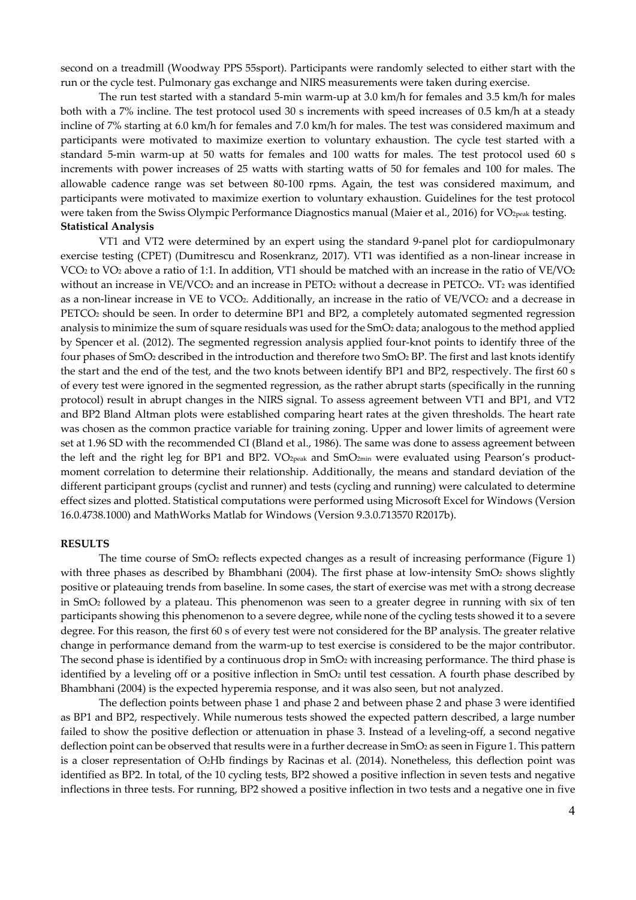second on a treadmill (Woodway PPS 55sport). Participants were randomly selected to either start with the run or the cycle test. Pulmonary gas exchange and NIRS measurements were taken during exercise.

The run test started with a standard 5-min warm-up at 3.0 km/h for females and 3.5 km/h for males both with a 7% incline. The test protocol used 30 s increments with speed increases of 0.5 km/h at a steady incline of 7% starting at 6.0 km/h for females and 7.0 km/h for males. The test was considered maximum and participants were motivated to maximize exertion to voluntary exhaustion. The cycle test started with a standard 5-min warm-up at 50 watts for females and 100 watts for males. The test protocol used 60 s increments with power increases of 25 watts with starting watts of 50 for females and 100 for males. The allowable cadence range was set between 80-100 rpms. Again, the test was considered maximum, and participants were motivated to maximize exertion to voluntary exhaustion. Guidelines for the test protocol were taken from the Swiss Olympic Performance Diagnostics manual (Maier et al., 2016) for $VO_{2peak}$ testing.

**Statistical Analysis**

VT1 and VT2 were determined by an expert using the standard 9-panel plot for cardiopulmonary exercise testing (CPET) (Dumitrescu and Rosenkranz, 2017). VT1 was identified as a non-linear increase in $VCO_2$ to $VO_2$ above a ratio of 1:1. In addition, VT1 should be matched with an increase in the ratio of $VE/VO_2$ without an increase in $VE/VCO_2$ and an increase in $PETO_2$ without a decrease in $PETCO_2$. $VT_2$ was identified as a non-linear increase in VE to $VCO_2$. Additionally, an increase in the ratio of $VE/VCO_2$ and a decrease in $PETCO_2$ should be seen. In order to determine BP1 and BP2, a completely automated segmented regression analysis to minimize the sum of square residuals was used for the $SmO_2$ data; analogous to the method applied by Spencer et al. (2012). The segmented regression analysis applied four-knot points to identify three of the four phases of $SmO_2$ described in the introduction and therefore two $SmO_2$ BP. The first and last knots identify the start and the end of the test, and the two knots between identify BP1 and BP2, respectively. The first 60 s of every test were ignored in the segmented regression, as the rather abrupt starts (specifically in the running protocol) result in abrupt changes in the NIRS signal. To assess agreement between VT1 and BP1, and VT2 and BP2 Bland Altman plots were established comparing heart rates at the given thresholds. The heart rate was chosen as the common practice variable for training zoning. Upper and lower limits of agreement were set at 1.96 SD with the recommended CI (Bland et al., 1986). The same was done to assess agreement between the left and the right leg for BP1 and BP2. $VO_{2peak}$ and $SmO_{2min}$ were evaluated using Pearson's product-moment correlation to determine their relationship. Additionally, the means and standard deviation of the different participant groups (cyclist and runner) and tests (cycling and running) were calculated to determine effect sizes and plotted. Statistical computations were performed using Microsoft Excel for Windows (Version 16.0.4738.1000) and MathWorks Matlab for Windows (Version 9.3.0.713570 R2017b).

**RESULTS**

The time course of $SmO_2$ reflects expected changes as a result of increasing performance (Figure 1) with three phases as described by Bhambhani (2004). The first phase at low-intensity $SmO_2$ shows slightly positive or plateauing trends from baseline. In some cases, the start of exercise was met with a strong decrease in $SmO_2$ followed by a plateau. This phenomenon was seen to a greater degree in running with six of ten participants showing this phenomenon to a severe degree, while none of the cycling tests showed it to a severe degree. For this reason, the first 60 s of every test were not considered for the BP analysis. The greater relative change in performance demand from the warm-up to test exercise is considered to be the major contributor. The second phase is identified by a continuous drop in $SmO_2$ with increasing performance. The third phase is identified by a leveling off or a positive inflection in $SmO_2$ until test cessation. A fourth phase described by Bhambhani (2004) is the expected hyperemia response, and it was also seen, but not analyzed.

The deflection points between phase 1 and phase 2 and between phase 2 and phase 3 were identified as BP1 and BP2, respectively. While numerous tests showed the expected pattern described, a large number failed to show the positive deflection or attenuation in phase 3. Instead of a leveling-off, a second negative deflection point can be observed that results were in a further decrease in $SmO_2$ as seen in Figure 1. This pattern is a closer representation of $O_2Hb$ findings by Racinas et al. (2014). Nonetheless, this deflection point was identified as BP2. In total, of the 10 cycling tests, BP2 showed a positive inflection in seven tests and negative inflections in three tests. For running, BP2 showed a positive inflection in two tests and a negative one in five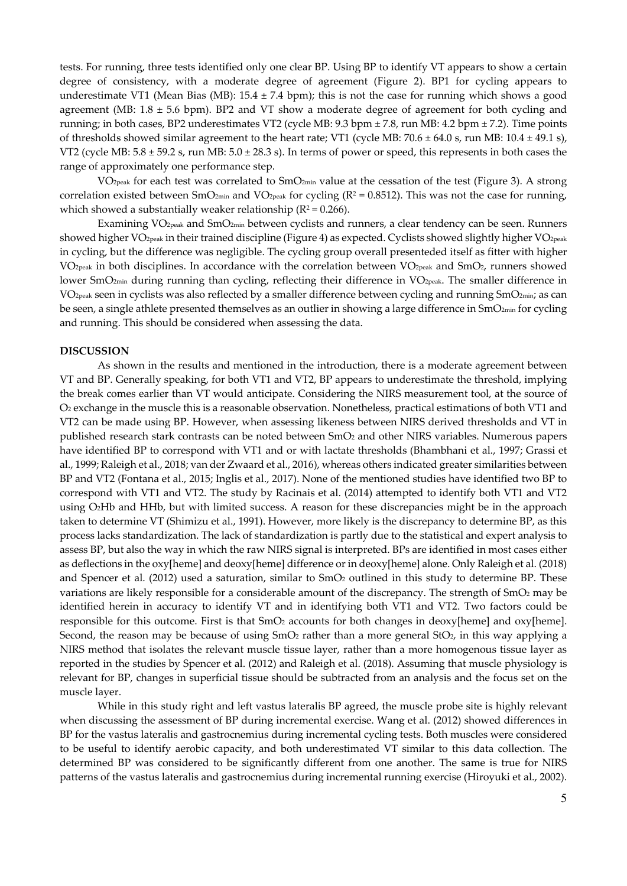tests. For running, three tests identified only one clear BP. Using BP to identify VT appears to show a certain degree of consistency, with a moderate degree of agreement (Figure 2). BP1 for cycling appears to underestimate VT1 (Mean Bias (MB): 15.4 ± 7.4 bpm); this is not the case for running which shows a good agreement (MB: 1.8 ± 5.6 bpm). BP2 and VT show a moderate degree of agreement for both cycling and running; in both cases, BP2 underestimates VT2 (cycle MB: 9.3 bpm ± 7.8, run MB: 4.2 bpm ± 7.2). Time points of thresholds showed similar agreement to the heart rate; VT1 (cycle MB: 70.6 ± 64.0 s, run MB: 10.4 ± 49.1 s), VT2 (cycle MB: 5.8 ± 59.2 s, run MB: 5.0 ± 28.3 s). In terms of power or speed, this represents in both cases the range of approximately one performance step.

$VO_{2peak}$ for each test was correlated to $SmO_{2min}$ value at the cessation of the test (Figure 3). A strong correlation existed between $SmO_{2min}$ and $VO_{2peak}$ for cycling ($R^2 = 0.8512$). This was not the case for running, which showed a substantially weaker relationship ($R^2 = 0.266$).

Examining $VO_{2peak}$ and $SmO_{2min}$ between cyclists and runners, a clear tendency can be seen. Runners showed higher $VO_{2peak}$ in their trained discipline (Figure 4) as expected. Cyclists showed slightly higher $VO_{2peak}$ in cycling, but the difference was negligible. The cycling group overall presenteded itself as fitter with higher $VO_{2peak}$ in both disciplines. In accordance with the correlation between $VO_{2peak}$ and $SmO_2$, runners showed lower $SmO_{2min}$ during running than cycling, reflecting their difference in $VO_{2peak}$. The smaller difference in $VO_{2peak}$ seen in cyclists was also reflected by a smaller difference between cycling and running $SmO_{2min}$; as can be seen, a single athlete presented themselves as an outlier in showing a large difference in $SmO_{2min}$ for cycling and running. This should be considered when assessing the data.

## DISCUSSION

As shown in the results and mentioned in the introduction, there is a moderate agreement between VT and BP. Generally speaking, for both VT1 and VT2, BP appears to underestimate the threshold, implying the break comes earlier than VT would anticipate. Considering the NIRS measurement tool, at the source of $O_2$ exchange in the muscle this is a reasonable observation. Nonetheless, practical estimations of both VT1 and VT2 can be made using BP. However, when assessing likeness between NIRS derived thresholds and VT in published research stark contrasts can be noted between $SmO_2$ and other NIRS variables. Numerous papers have identified BP to correspond with VT1 and or with lactate thresholds (Bhambhani et al., 1997; Grassi et al., 1999; Raleigh et al., 2018; van der Zwaard et al., 2016), whereas others indicated greater similarities between BP and VT2 (Fontana et al., 2015; Inglis et al., 2017). None of the mentioned studies have identified two BP to correspond with VT1 and VT2. The study by Racinais et al. (2014) attempted to identify both VT1 and VT2 using $O_2Hb$ and HHb, but with limited success. A reason for these discrepancies might be in the approach taken to determine VT (Shimizu et al., 1991). However, more likely is the discrepancy to determine BP, as this process lacks standardization. The lack of standardization is partly due to the statistical and expert analysis to assess BP, but also the way in which the raw NIRS signal is interpreted. BPs are identified in most cases either as deflections in the oxy[heme] and deoxy[heme] difference or in deoxy[heme] alone. Only Raleigh et al. (2018) and Spencer et al. (2012) used a saturation, similar to $SmO_2$ outlined in this study to determine BP. These variations are likely responsible for a considerable amount of the discrepancy. The strength of $SmO_2$ may be identified herein in accuracy to identify VT and in identifying both VT1 and VT2. Two factors could be responsible for this outcome. First is that $SmO_2$ accounts for both changes in deoxy[heme] and oxy[heme]. Second, the reason may be because of using $SmO_2$ rather than a more general $StO_2$, in this way applying a NIRS method that isolates the relevant muscle tissue layer, rather than a more homogenous tissue layer as reported in the studies by Spencer et al. (2012) and Raleigh et al. (2018). Assuming that muscle physiology is relevant for BP, changes in superficial tissue should be subtracted from an analysis and the focus set on the muscle layer.

While in this study right and left vastus lateralis BP agreed, the muscle probe site is highly relevant when discussing the assessment of BP during incremental exercise. Wang et al. (2012) showed differences in BP for the vastus lateralis and gastrocnemius during incremental cycling tests. Both muscles were considered to be useful to identify aerobic capacity, and both underestimated VT similar to this data collection. The determined BP was considered to be significantly different from one another. The same is true for NIRS patterns of the vastus lateralis and gastrocnemius during incremental running exercise (Hiroyuki et al., 2002).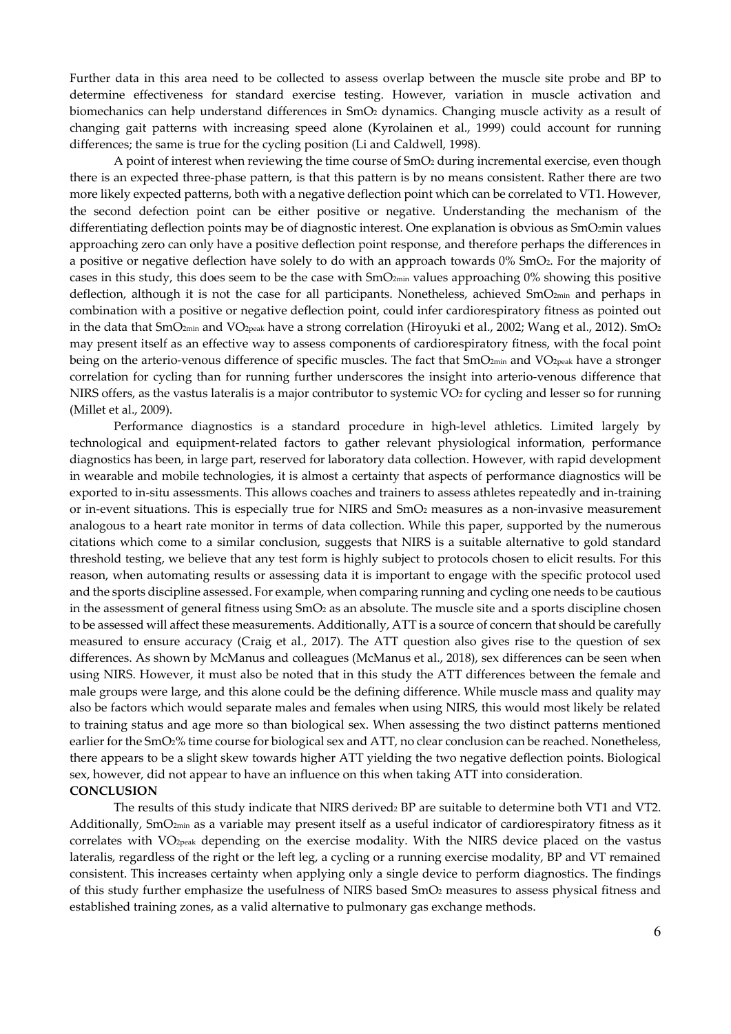Further data in this area need to be collected to assess overlap between the muscle site probe and BP to determine effectiveness for standard exercise testing. However, variation in muscle activation and biomechanics can help understand differences in $SmO_2$ dynamics. Changing muscle activity as a result of changing gait patterns with increasing speed alone (Kyrolainen et al., 1999) could account for running differences; the same is true for the cycling position (Li and Caldwell, 1998).

A point of interest when reviewing the time course of $SmO_2$ during incremental exercise, even though there is an expected three-phase pattern, is that this pattern is by no means consistent. Rather there are two more likely expected patterns, both with a negative deflection point which can be correlated to VT1. However, the second defection point can be either positive or negative. Understanding the mechanism of the differentiating deflection points may be of diagnostic interest. One explanation is obvious as $SmO_2$min values approaching zero can only have a positive deflection point response, and therefore perhaps the differences in a positive or negative deflection have solely to do with an approach towards 0% $SmO_2$. For the majority of cases in this study, this does seem to be the case with $SmO_{2min}$ values approaching 0% showing this positive deflection, although it is not the case for all participants. Nonetheless, achieved $SmO_{2min}$ and perhaps in combination with a positive or negative deflection point, could infer cardiorespiratory fitness as pointed out in the data that $SmO_{2min}$ and $VO_{2peak}$ have a strong correlation (Hiroyuki et al., 2002; Wang et al., 2012). $SmO_2$ may present itself as an effective way to assess components of cardiorespiratory fitness, with the focal point being on the arterio-venous difference of specific muscles. The fact that $SmO_{2min}$ and $VO_{2peak}$ have a stronger correlation for cycling than for running further underscores the insight into arterio-venous difference that NIRS offers, as the vastus lateralis is a major contributor to systemic $VO_2$ for cycling and lesser so for running (Millet et al., 2009).

Performance diagnostics is a standard procedure in high-level athletics. Limited largely by technological and equipment-related factors to gather relevant physiological information, performance diagnostics has been, in large part, reserved for laboratory data collection. However, with rapid development in wearable and mobile technologies, it is almost a certainty that aspects of performance diagnostics will be exported to in-situ assessments. This allows coaches and trainers to assess athletes repeatedly and in-training or in-event situations. This is especially true for NIRS and $SmO_2$ measures as a non-invasive measurement analogous to a heart rate monitor in terms of data collection. While this paper, supported by the numerous citations which come to a similar conclusion, suggests that NIRS is a suitable alternative to gold standard threshold testing, we believe that any test form is highly subject to protocols chosen to elicit results. For this reason, when automating results or assessing data it is important to engage with the specific protocol used and the sports discipline assessed. For example, when comparing running and cycling one needs to be cautious in the assessment of general fitness using $SmO_2$ as an absolute. The muscle site and a sports discipline chosen to be assessed will affect these measurements. Additionally, ATT is a source of concern that should be carefully measured to ensure accuracy (Craig et al., 2017). The ATT question also gives rise to the question of sex differences. As shown by McManus and colleagues (McManus et al., 2018), sex differences can be seen when using NIRS. However, it must also be noted that in this study the ATT differences between the female and male groups were large, and this alone could be the defining difference. While muscle mass and quality may also be factors which would separate males and females when using NIRS, this would most likely be related to training status and age more so than biological sex. When assessing the two distinct patterns mentioned earlier for the $SmO_2$% time course for biological sex and ATT, no clear conclusion can be reached. Nonetheless, there appears to be a slight skew towards higher ATT yielding the two negative deflection points. Biological sex, however, did not appear to have an influence on this when taking ATT into consideration.

**CONCLUSION**

The results of this study indicate that NIRS derived$_2$ BP are suitable to determine both VT1 and VT2. Additionally, $SmO_{2min}$ as a variable may present itself as a useful indicator of cardiorespiratory fitness as it correlates with $VO_{2peak}$ depending on the exercise modality. With the NIRS device placed on the vastus lateralis, regardless of the right or the left leg, a cycling or a running exercise modality, BP and VT remained consistent. This increases certainty when applying only a single device to perform diagnostics. The findings of this study further emphasize the usefulness of NIRS based $SmO_2$ measures to assess physical fitness and established training zones, as a valid alternative to pulmonary gas exchange methods.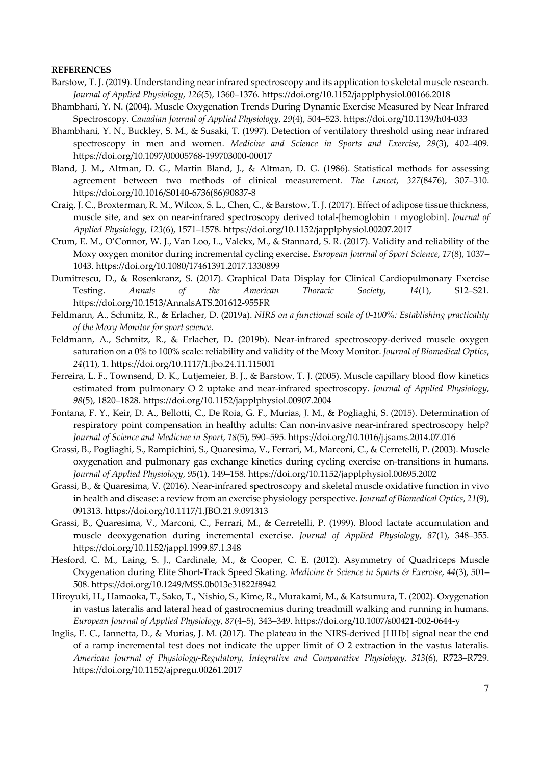**REFERENCES**

Barstow, T. J. (2019). Understanding near infrared spectroscopy and its application to skeletal muscle research. *Journal of Applied Physiology*, *126*(5), 1360–1376. https://doi.org/10.1152/japplphysiol.00166.2018

Bhambhani, Y. N. (2004). Muscle Oxygenation Trends During Dynamic Exercise Measured by Near Infrared Spectroscopy. *Canadian Journal of Applied Physiology*, *29*(4), 504–523. https://doi.org/10.1139/h04-033

Bhambhani, Y. N., Buckley, S. M., & Susaki, T. (1997). Detection of ventilatory threshold using near infrared spectroscopy in men and women. *Medicine and Science in Sports and Exercise*, *29*(3), 402–409. https://doi.org/10.1097/00005768-199703000-00017

Bland, J. M., Altman, D. G., Martin Bland, J., & Altman, D. G. (1986). Statistical methods for assessing agreement between two methods of clinical measurement. *The Lancet*, *327*(8476), 307–310. https://doi.org/10.1016/S0140-6736(86)90837-8

Craig, J. C., Broxterman, R. M., Wilcox, S. L., Chen, C., & Barstow, T. J. (2017). Effect of adipose tissue thickness, muscle site, and sex on near-infrared spectroscopy derived total-[hemoglobin + myoglobin]. *Journal of Applied Physiology*, *123*(6), 1571–1578. https://doi.org/10.1152/japplphysiol.00207.2017

Crum, E. M., O'Connor, W. J., Van Loo, L., Valckx, M., & Stannard, S. R. (2017). Validity and reliability of the Moxy oxygen monitor during incremental cycling exercise. *European Journal of Sport Science*, *17*(8), 1037–1043. https://doi.org/10.1080/17461391.2017.1330899

Dumitrescu, D., & Rosenkranz, S. (2017). Graphical Data Display for Clinical Cardiopulmonary Exercise Testing. *Annals of the American Thoracic Society*, *14*(1), S12–S21. https://doi.org/10.1513/AnnalsATS.201612-955FR

Feldmann, A., Schmitz, R., & Erlacher, D. (2019a). *NIRS on a functional scale of 0-100%: Establishing practicality of the Moxy Monitor for sport science*.

Feldmann, A., Schmitz, R., & Erlacher, D. (2019b). Near-infrared spectroscopy-derived muscle oxygen saturation on a 0% to 100% scale: reliability and validity of the Moxy Monitor. *Journal of Biomedical Optics*, *24*(11), 1. https://doi.org/10.1117/1.jbo.24.11.115001

Ferreira, L. F., Townsend, D. K., Lutjemeier, B. J., & Barstow, T. J. (2005). Muscle capillary blood flow kinetics estimated from pulmonary O 2 uptake and near-infrared spectroscopy. *Journal of Applied Physiology*, *98*(5), 1820–1828. https://doi.org/10.1152/japplphysiol.00907.2004

Fontana, F. Y., Keir, D. A., Bellotti, C., De Roia, G. F., Murias, J. M., & Pogliaghi, S. (2015). Determination of respiratory point compensation in healthy adults: Can non-invasive near-infrared spectroscopy help? *Journal of Science and Medicine in Sport*, *18*(5), 590–595. https://doi.org/10.1016/j.jsams.2014.07.016

Grassi, B., Pogliaghi, S., Rampichini, S., Quaresima, V., Ferrari, M., Marconi, C., & Cerretelli, P. (2003). Muscle oxygenation and pulmonary gas exchange kinetics during cycling exercise on-transitions in humans. *Journal of Applied Physiology*, *95*(1), 149–158. https://doi.org/10.1152/japplphysiol.00695.2002

Grassi, B., & Quaresima, V. (2016). Near-infrared spectroscopy and skeletal muscle oxidative function in vivo in health and disease: a review from an exercise physiology perspective. *Journal of Biomedical Optics*, *21*(9), 091313. https://doi.org/10.1117/1.JBO.21.9.091313

Grassi, B., Quaresima, V., Marconi, C., Ferrari, M., & Cerretelli, P. (1999). Blood lactate accumulation and muscle deoxygenation during incremental exercise. *Journal of Applied Physiology*, *87*(1), 348–355. https://doi.org/10.1152/jappl.1999.87.1.348

Hesford, C. M., Laing, S. J., Cardinale, M., & Cooper, C. E. (2012). Asymmetry of Quadriceps Muscle Oxygenation during Elite Short-Track Speed Skating. *Medicine & Science in Sports & Exercise*, *44*(3), 501–508. https://doi.org/10.1249/MSS.0b013e31822f8942

Hiroyuki, H., Hamaoka, T., Sako, T., Nishio, S., Kime, R., Murakami, M., & Katsumura, T. (2002). Oxygenation in vastus lateralis and lateral head of gastrocnemius during treadmill walking and running in humans. *European Journal of Applied Physiology*, *87*(4–5), 343–349. https://doi.org/10.1007/s00421-002-0644-y

Inglis, E. C., Iannetta, D., & Murias, J. M. (2017). The plateau in the NIRS-derived [HHb] signal near the end of a ramp incremental test does not indicate the upper limit of O 2 extraction in the vastus lateralis. *American Journal of Physiology-Regulatory, Integrative and Comparative Physiology*, *313*(6), R723–R729. https://doi.org/10.1152/ajpregu.00261.2017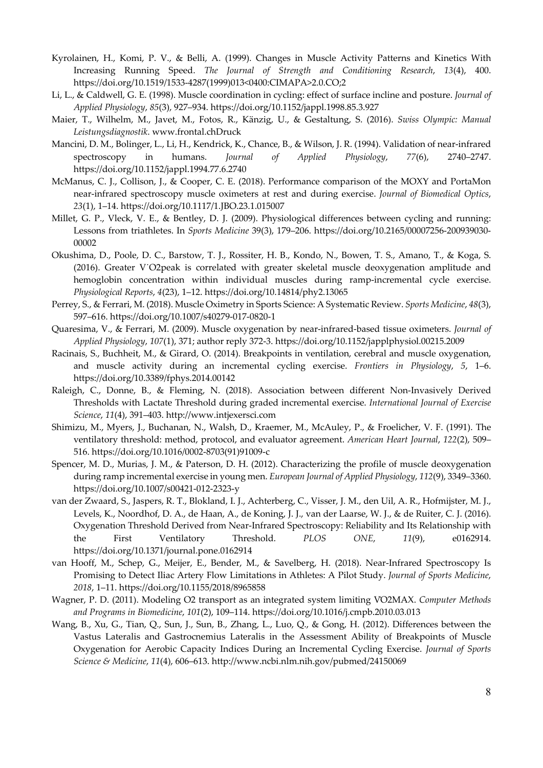Kyrolainen, H., Komi, P. V., & Belli, A. (1999). Changes in Muscle Activity Patterns and Kinetics With Increasing Running Speed. *The Journal of Strength and Conditioning Research*, *13*(4), 400. https://doi.org/10.1519/1533-4287(1999)013<0400:CIMAPA>2.0.CO;2

Li, L., & Caldwell, G. E. (1998). Muscle coordination in cycling: effect of surface incline and posture. *Journal of Applied Physiology*, *85*(3), 927–934. https://doi.org/10.1152/jappl.1998.85.3.927

Maier, T., Wilhelm, M., Javet, M., Fotos, R., Känzig, U., & Gestaltung, S. (2016). *Swiss Olympic: Manual Leistungsdiagnostik*. www.frontal.chDruck

Mancini, D. M., Bolinger, L., Li, H., Kendrick, K., Chance, B., & Wilson, J. R. (1994). Validation of near-infrared spectroscopy in humans. *Journal of Applied Physiology*, *77*(6), 2740–2747. https://doi.org/10.1152/jappl.1994.77.6.2740

McManus, C. J., Collison, J., & Cooper, C. E. (2018). Performance comparison of the MOXY and PortaMon near-infrared spectroscopy muscle oximeters at rest and during exercise. *Journal of Biomedical Optics*, *23*(1), 1–14. https://doi.org/10.1117/1.JBO.23.1.015007

Millet, G. P., Vleck, V. E., & Bentley, D. J. (2009). Physiological differences between cycling and running: Lessons from triathletes. In *Sports Medicine* 39(3), 179–206. https://doi.org/10.2165/00007256-200939030-00002

Okushima, D., Poole, D. C., Barstow, T. J., Rossiter, H. B., Kondo, N., Bowen, T. S., Amano, T., & Koga, S. (2016). Greater V˙O2peak is correlated with greater skeletal muscle deoxygenation amplitude and hemoglobin concentration within individual muscles during ramp-incremental cycle exercise. *Physiological Reports*, *4*(23), 1–12. https://doi.org/10.14814/phy2.13065

Perrey, S., & Ferrari, M. (2018). Muscle Oximetry in Sports Science: A Systematic Review. *Sports Medicine*, *48*(3), 597–616. https://doi.org/10.1007/s40279-017-0820-1

Quaresima, V., & Ferrari, M. (2009). Muscle oxygenation by near-infrared-based tissue oximeters. *Journal of Applied Physiology*, *107*(1), 371; author reply 372-3. https://doi.org/10.1152/japplphysiol.00215.2009

Racinais, S., Buchheit, M., & Girard, O. (2014). Breakpoints in ventilation, cerebral and muscle oxygenation, and muscle activity during an incremental cycling exercise. *Frontiers in Physiology*, *5*, 1–6. https://doi.org/10.3389/fphys.2014.00142

Raleigh, C., Donne, B., & Fleming, N. (2018). Association between different Non-Invasively Derived Thresholds with Lactate Threshold during graded incremental exercise. *International Journal of Exercise Science*, *11*(4), 391–403. http://www.intjexersci.com

Shimizu, M., Myers, J., Buchanan, N., Walsh, D., Kraemer, M., McAuley, P., & Froelicher, V. F. (1991). The ventilatory threshold: method, protocol, and evaluator agreement. *American Heart Journal*, *122*(2), 509–516. https://doi.org/10.1016/0002-8703(91)91009-c

Spencer, M. D., Murias, J. M., & Paterson, D. H. (2012). Characterizing the profile of muscle deoxygenation during ramp incremental exercise in young men. *European Journal of Applied Physiology*, *112*(9), 3349–3360. https://doi.org/10.1007/s00421-012-2323-y

van der Zwaard, S., Jaspers, R. T., Blokland, I. J., Achterberg, C., Visser, J. M., den Uil, A. R., Hofmijster, M. J., Levels, K., Noordhof, D. A., de Haan, A., de Koning, J. J., van der Laarse, W. J., & de Ruiter, C. J. (2016). Oxygenation Threshold Derived from Near-Infrared Spectroscopy: Reliability and Its Relationship with the First Ventilatory Threshold. *PLOS ONE*, *11*(9), e0162914. https://doi.org/10.1371/journal.pone.0162914

van Hooff, M., Schep, G., Meijer, E., Bender, M., & Savelberg, H. (2018). Near-Infrared Spectroscopy Is Promising to Detect Iliac Artery Flow Limitations in Athletes: A Pilot Study. *Journal of Sports Medicine*, *2018*, 1–11. https://doi.org/10.1155/2018/8965858

Wagner, P. D. (2011). Modeling O2 transport as an integrated system limiting VO2MAX. *Computer Methods and Programs in Biomedicine*, *101*(2), 109–114. https://doi.org/10.1016/j.cmpb.2010.03.013

Wang, B., Xu, G., Tian, Q., Sun, J., Sun, B., Zhang, L., Luo, Q., & Gong, H. (2012). Differences between the Vastus Lateralis and Gastrocnemius Lateralis in the Assessment Ability of Breakpoints of Muscle Oxygenation for Aerobic Capacity Indices During an Incremental Cycling Exercise. *Journal of Sports Science & Medicine*, *11*(4), 606–613. http://www.ncbi.nlm.nih.gov/pubmed/24150069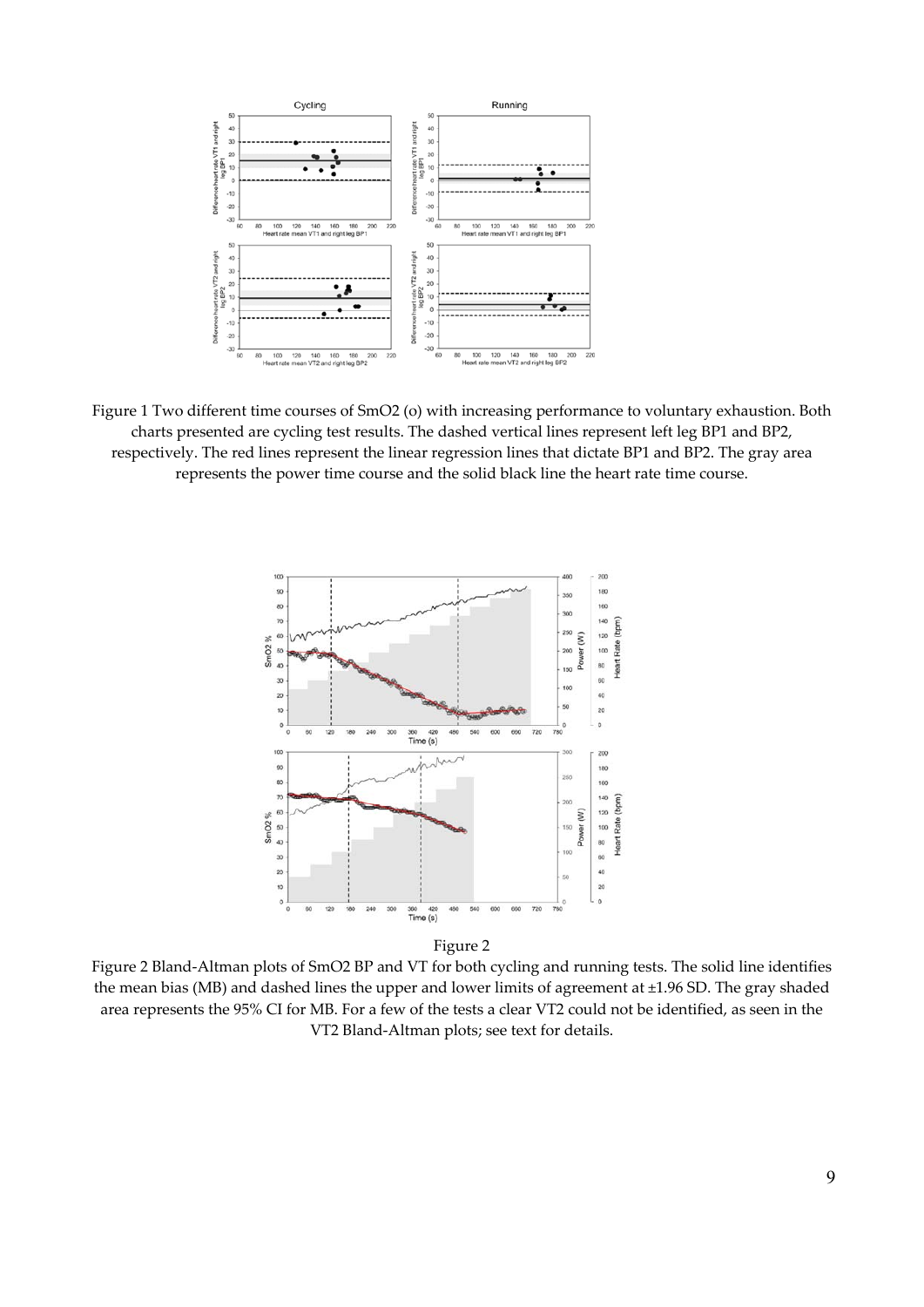Figure 1 Two different time courses of SmO2 (o) with increasing performance to voluntary exhaustion. Both charts presented are cycling test results. The dashed vertical lines represent left leg BP1 and BP2, respectively. The red lines represent the linear regression lines that dictate BP1 and BP2. The gray area represents the power time course and the solid black line the heart rate time course.

Figure 2

Figure 2 Bland-Altman plots of SmO2 BP and VT for both cycling and running tests. The solid line identifies the mean bias (MB) and dashed lines the upper and lower limits of agreement at ±1.96 SD. The gray shaded area represents the 95% CI for MB. For a few of the tests a clear VT2 could not be identified, as seen in the VT2 Bland-Altman plots; see text for details.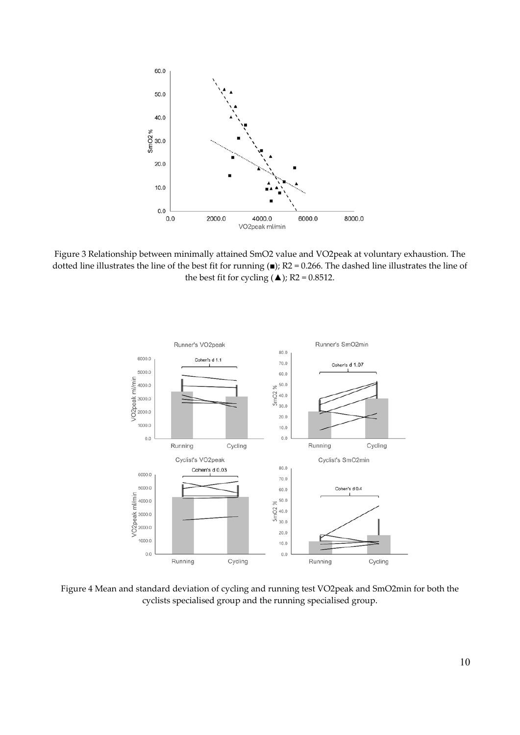60.0
50.0
40.0
SmO2 %
30.0
20.0
10.0
0.0
0.0
2000.0
4000.0
6000.0
8000.0
VO2peak ml/min

Figure 3 Relationship between minimally attained SmO2 value and VO2peak at voluntary exhaustion. The dotted line illustrates the line of the best fit for running (■); R2 = 0.266. The dashed line illustrates the line of the best fit for cycling (▲); R2 = 0.8512.

Runner's VO2peak
Cohen's d 1.1
VO2peak ml/min
6000.0
5000.0
4000.0
3000.0
2000.0
1000.0
0.0
Running
Cycling

Runner's SmO2min
Cohen's d 1.07
SmO2 %
80.0
70.0
60.0
50.0
40.0
30.0
20.0
10.0
0.0
Running
Cycling

Cyclist's VO2peak
Cohen's d 0.03
VO2peak ml/min
6000.0
5000.0
4000.0
3000.0
2000.0
1000.0
0.0
Running
Cycling

Cyclist's SmO2min
Cohen's d 0.4
SmO2 %
80.0
70.0
60.0
50.0
40.0
30.0
20.0
10.0
0.0
Running
Cycling

Figure 4 Mean and standard deviation of cycling and running test VO2peak and SmO2min for both the cyclists specialised group and the running specialised group.